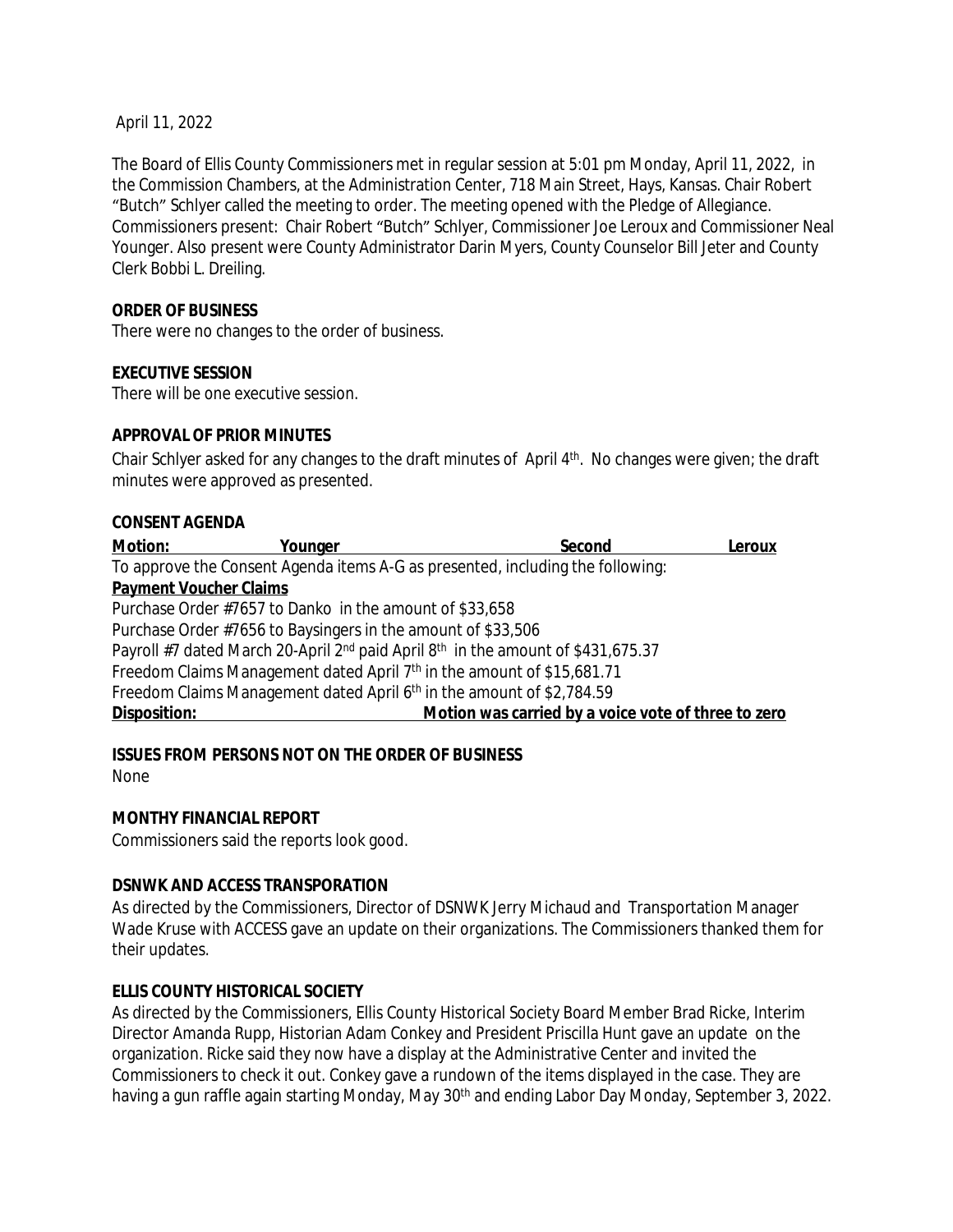April 11, 2022

The Board of Ellis County Commissioners met in regular session at 5:01 pm Monday, April 11, 2022, in the Commission Chambers, at the Administration Center, 718 Main Street, Hays, Kansas. Chair Robert "Butch" Schlyer called the meeting to order. The meeting opened with the Pledge of Allegiance. Commissioners present: Chair Robert "Butch" Schlyer, Commissioner Joe Leroux and Commissioner Neal Younger. Also present were County Administrator Darin Myers, County Counselor Bill Jeter and County Clerk Bobbi L. Dreiling.

**ORDER OF BUSINESS**

There were no changes to the order of business.

**EXECUTIVE SESSION**

There will be one executive session.

**APPROVAL OF PRIOR MINUTES**

Chair Schlyer asked for any changes to the draft minutes of April 4th. No changes were given; the draft minutes were approved as presented.

**CONSENT AGENDA**

**Motion:** **Younger** **Second** **Leroux**

To approve the Consent Agenda items A-G as presented, including the following:

**Payment Voucher Claims**

Purchase Order #7657 to Danko in the amount of $33,658

Purchase Order #7656 to Baysingers in the amount of $33,506

Payroll #7 dated March 20-April 2nd paid April 8th in the amount of $431,675.37

Freedom Claims Management dated April 7th in the amount of $15,681.71

Freedom Claims Management dated April 6th in the amount of $2,784.59

**Disposition:** **Motion was carried by a voice vote of three to zero**

**ISSUES FROM PERSONS NOT ON THE ORDER OF BUSINESS**

None

**MONTHY FINANCIAL REPORT**

Commissioners said the reports look good.

**DSNWK AND ACCESS TRANSPORATION**

As directed by the Commissioners, Director of DSNWK Jerry Michaud and Transportation Manager Wade Kruse with ACCESS gave an update on their organizations. The Commissioners thanked them for their updates.

**ELLIS COUNTY HISTORICAL SOCIETY**

As directed by the Commissioners, Ellis County Historical Society Board Member Brad Ricke, Interim Director Amanda Rupp, Historian Adam Conkey and President Priscilla Hunt gave an update on the organization. Ricke said they now have a display at the Administrative Center and invited the Commissioners to check it out. Conkey gave a rundown of the items displayed in the case. They are having a gun raffle again starting Monday, May 30th and ending Labor Day Monday, September 3, 2022.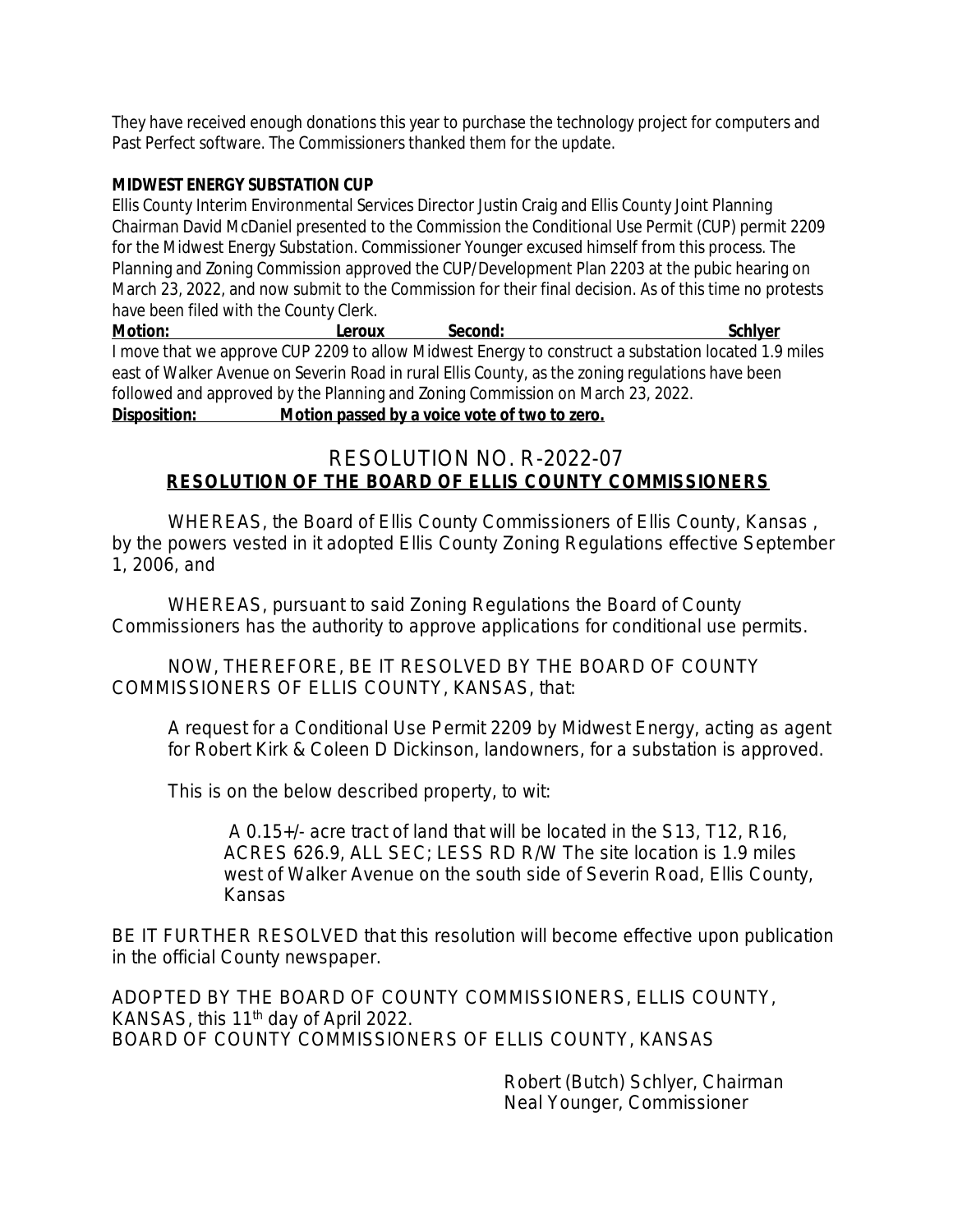They have received enough donations this year to purchase the technology project for computers and Past Perfect software. The Commissioners thanked them for the update.

**MIDWEST ENERGY SUBSTATION CUP**

Ellis County Interim Environmental Services Director Justin Craig and Ellis County Joint Planning Chairman David McDaniel presented to the Commission the Conditional Use Permit (CUP) permit 2209 for the Midwest Energy Substation. Commissioner Younger excused himself from this process. The Planning and Zoning Commission approved the CUP/Development Plan 2203 at the pubic hearing on March 23, 2022, and now submit to the Commission for their final decision. As of this time no protests have been filed with the County Clerk.

**Motion:** **Leroux** **Second:** **Schlyer**

I move that we approve CUP 2209 to allow Midwest Energy to construct a substation located 1.9 miles east of Walker Avenue on Severin Road in rural Ellis County, as the zoning regulations have been followed and approved by the Planning and Zoning Commission on March 23, 2022.

**Disposition:** **Motion passed by a voice vote of two to zero.**

## RESOLUTION NO. R-2022-07
## RESOLUTION OF THE BOARD OF ELLIS COUNTY COMMISSIONERS

WHEREAS, the Board of Ellis County Commissioners of Ellis County, Kansas , by the powers vested in it adopted Ellis County Zoning Regulations effective September 1, 2006, and

WHEREAS, pursuant to said Zoning Regulations the Board of County Commissioners has the authority to approve applications for conditional use permits.

NOW, THEREFORE, BE IT RESOLVED BY THE BOARD OF COUNTY COMMISSIONERS OF ELLIS COUNTY, KANSAS, that:

A request for a Conditional Use Permit 2209 by Midwest Energy, acting as agent for Robert Kirk & Coleen D Dickinson, landowners, for a substation is approved.

This is on the below described property, to wit:

A 0.15+/- acre tract of land that will be located in the S13, T12, R16, ACRES 626.9, ALL SEC; LESS RD R/W The site location is 1.9 miles west of Walker Avenue on the south side of Severin Road, Ellis County, Kansas

BE IT FURTHER RESOLVED that this resolution will become effective upon publication in the official County newspaper.

ADOPTED BY THE BOARD OF COUNTY COMMISSIONERS, ELLIS COUNTY, KANSAS, this 11th day of April 2022.
BOARD OF COUNTY COMMISSIONERS OF ELLIS COUNTY, KANSAS

Robert (Butch) Schlyer, Chairman
Neal Younger, Commissioner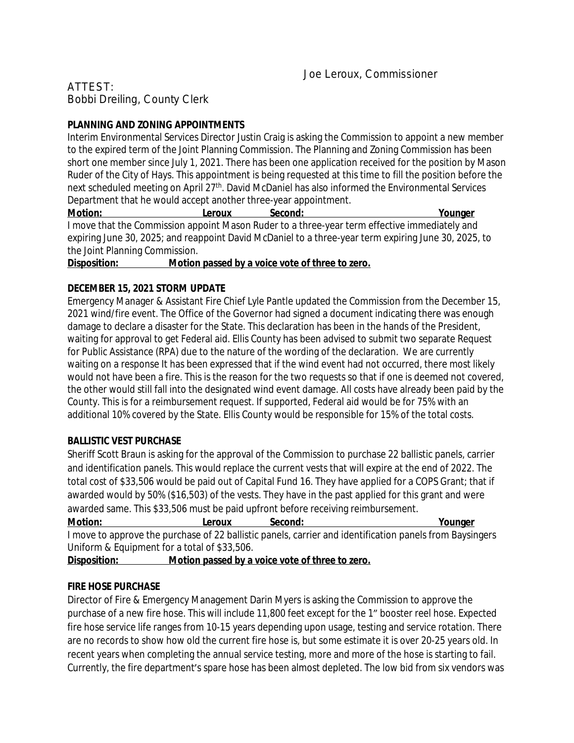Joe Leroux, Commissioner

ATTEST:
Bobbi Dreiling, County Clerk

**PLANNING AND ZONING APPOINTMENTS**

Interim Environmental Services Director Justin Craig is asking the Commission to appoint a new member to the expired term of the Joint Planning Commission. The Planning and Zoning Commission has been short one member since July 1, 2021. There has been one application received for the position by Mason Ruder of the City of Hays. This appointment is being requested at this time to fill the position before the next scheduled meeting on April 27th. David McDaniel has also informed the Environmental Services Department that he would accept another three-year appointment.

**Motion: Leroux Second: Younger**

I move that the Commission appoint Mason Ruder to a three-year term effective immediately and expiring June 30, 2025; and reappoint David McDaniel to a three-year term expiring June 30, 2025, to the Joint Planning Commission.

**Disposition: Motion passed by a voice vote of three to zero.**

**DECEMBER 15, 2021 STORM UPDATE**

Emergency Manager & Assistant Fire Chief Lyle Pantle updated the Commission from the December 15, 2021 wind/fire event. The Office of the Governor had signed a document indicating there was enough damage to declare a disaster for the State. This declaration has been in the hands of the President, waiting for approval to get Federal aid. Ellis County has been advised to submit two separate Request for Public Assistance (RPA) due to the nature of the wording of the declaration. We are currently waiting on a response It has been expressed that if the wind event had not occurred, there most likely would not have been a fire. This is the reason for the two requests so that if one is deemed not covered, the other would still fall into the designated wind event damage. All costs have already been paid by the County. This is for a reimbursement request. If supported, Federal aid would be for 75% with an additional 10% covered by the State. Ellis County would be responsible for 15% of the total costs.

**BALLISTIC VEST PURCHASE**

Sheriff Scott Braun is asking for the approval of the Commission to purchase 22 ballistic panels, carrier and identification panels. This would replace the current vests that will expire at the end of 2022. The total cost of $33,506 would be paid out of Capital Fund 16. They have applied for a COPS Grant; that if awarded would by 50% ($16,503) of the vests. They have in the past applied for this grant and were awarded same. This $33,506 must be paid upfront before receiving reimbursement.

**Motion: Leroux Second: Younger**

I move to approve the purchase of 22 ballistic panels, carrier and identification panels from Baysingers Uniform & Equipment for a total of $33,506.

**Disposition: Motion passed by a voice vote of three to zero.**

**FIRE HOSE PURCHASE**

Director of Fire & Emergency Management Darin Myers is asking the Commission to approve the purchase of a new fire hose. This will include 11,800 feet except for the 1" booster reel hose. Expected fire hose service life ranges from 10-15 years depending upon usage, testing and service rotation. There are no records to show how old the current fire hose is, but some estimate it is over 20-25 years old. In recent years when completing the annual service testing, more and more of the hose is starting to fail. Currently, the fire department's spare hose has been almost depleted. The low bid from six vendors was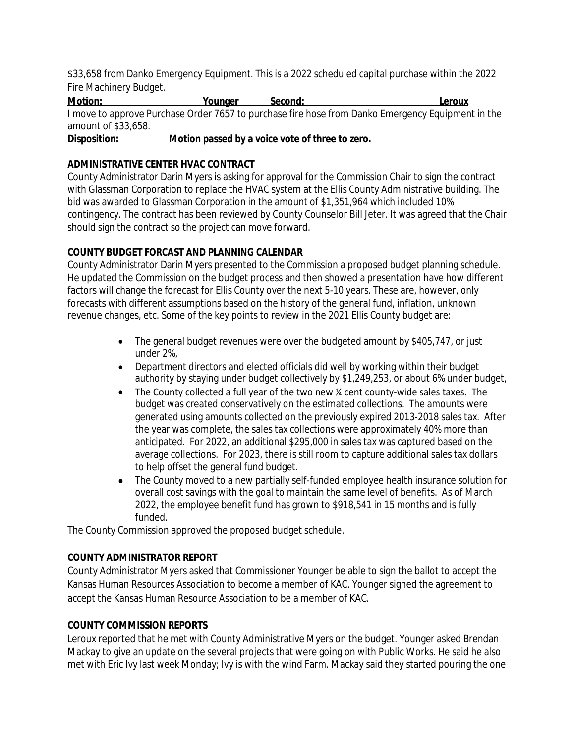$33,658 from Danko Emergency Equipment. This is a 2022 scheduled capital purchase within the 2022 Fire Machinery Budget.

**Motion: Younger Second: Leroux**

I move to approve Purchase Order 7657 to purchase fire hose from Danko Emergency Equipment in the amount of $33,658.

**Disposition: Motion passed by a voice vote of three to zero.**

**ADMINISTRATIVE CENTER HVAC CONTRACT**

County Administrator Darin Myers is asking for approval for the Commission Chair to sign the contract with Glassman Corporation to replace the HVAC system at the Ellis County Administrative building. The bid was awarded to Glassman Corporation in the amount of $1,351,964 which included 10% contingency. The contract has been reviewed by County Counselor Bill Jeter. It was agreed that the Chair should sign the contract so the project can move forward.

**COUNTY BUDGET FORCAST AND PLANNING CALENDAR**

County Administrator Darin Myers presented to the Commission a proposed budget planning schedule. He updated the Commission on the budget process and then showed a presentation have how different factors will change the forecast for Ellis County over the next 5-10 years. These are, however, only forecasts with different assumptions based on the history of the general fund, inflation, unknown revenue changes, etc. Some of the key points to review in the 2021 Ellis County budget are:

- The general budget revenues were over the budgeted amount by $405,747, or just under 2%,
- Department directors and elected officials did well by working within their budget authority by staying under budget collectively by $1,249,253, or about 6% under budget,
- The County collected a full year of the two new ¼ cent county-wide sales taxes. The budget was created conservatively on the estimated collections. The amounts were generated using amounts collected on the previously expired 2013-2018 sales tax. After the year was complete, the sales tax collections were approximately 40% more than anticipated. For 2022, an additional $295,000 in sales tax was captured based on the average collections. For 2023, there is still room to capture additional sales tax dollars to help offset the general fund budget.
- The County moved to a new partially self-funded employee health insurance solution for overall cost savings with the goal to maintain the same level of benefits. As of March 2022, the employee benefit fund has grown to $918,541 in 15 months and is fully funded.

The County Commission approved the proposed budget schedule.

**COUNTY ADMINISTRATOR REPORT**

County Administrator Myers asked that Commissioner Younger be able to sign the ballot to accept the Kansas Human Resources Association to become a member of KAC. Younger signed the agreement to accept the Kansas Human Resource Association to be a member of KAC.

**COUNTY COMMISSION REPORTS**

Leroux reported that he met with County Administrative Myers on the budget. Younger asked Brendan Mackay to give an update on the several projects that were going on with Public Works. He said he also met with Eric Ivy last week Monday; Ivy is with the wind Farm. Mackay said they started pouring the one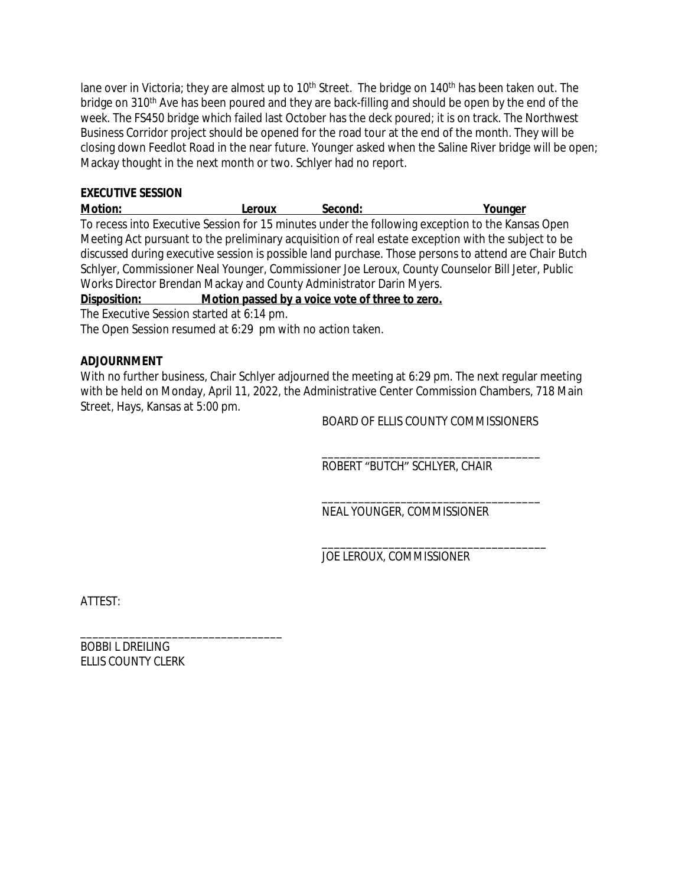lane over in Victoria; they are almost up to 10th Street. The bridge on 140th has been taken out. The bridge on 310th Ave has been poured and they are back-filling and should be open by the end of the week. The FS450 bridge which failed last October has the deck poured; it is on track. The Northwest Business Corridor project should be opened for the road tour at the end of the month. They will be closing down Feedlot Road in the near future. Younger asked when the Saline River bridge will be open; Mackay thought in the next month or two. Schlyer had no report.

**EXECUTIVE SESSION**

**Motion:** **Leroux** **Second:** **Younger**

To recess into Executive Session for 15 minutes under the following exception to the Kansas Open Meeting Act pursuant to the preliminary acquisition of real estate exception with the subject to be discussed during executive session is possible land purchase. Those persons to attend are Chair Butch Schlyer, Commissioner Neal Younger, Commissioner Joe Leroux, County Counselor Bill Jeter, Public Works Director Brendan Mackay and County Administrator Darin Myers.

**Disposition:** **Motion passed by a voice vote of three to zero.**

The Executive Session started at 6:14 pm.

The Open Session resumed at 6:29 pm with no action taken.

**ADJOURNMENT**

With no further business, Chair Schlyer adjourned the meeting at 6:29 pm. The next regular meeting with be held on Monday, April 11, 2022, the Administrative Center Commission Chambers, 718 Main Street, Hays, Kansas at 5:00 pm.

BOARD OF ELLIS COUNTY COMMISSIONERS

___________________________________
ROBERT "BUTCH" SCHLYER, CHAIR

___________________________________
NEAL YOUNGER, COMMISSIONER

___________________________________
JOE LEROUX, COMMISSIONER

ATTEST:

___________________________________
BOBBI L DREILING
ELLIS COUNTY CLERK